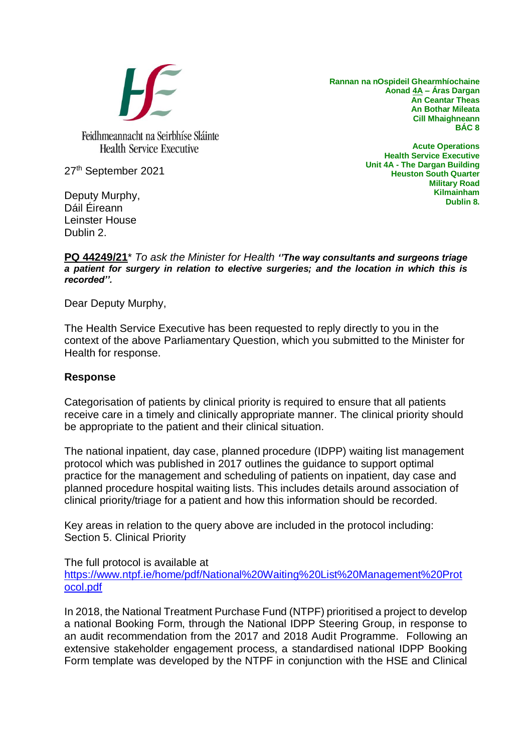Feidhmeannacht na Seirbhíse Sláinte
Health Service Executive

Rannan na nOspideil Ghearmhíochaine
Aonad 4A – Áras Dargan
An Ceantar Theas
An Bothar Mileata
Cill Mhaighneann
BÁC 8

Acute Operations
Health Service Executive
Unit 4A - The Dargan Building
Heuston South Quarter
Military Road
Kilmainham
Dublin 8.

27th September 2021

Deputy Murphy,
Dáil Éireann
Leinster House
Dublin 2.

**PQ 44249/21*** *To ask the Minister for Health* ***''The way consultants and surgeons triage a patient for surgery in relation to elective surgeries; and the location in which this is recorded''.***

Dear Deputy Murphy,

The Health Service Executive has been requested to reply directly to you in the context of the above Parliamentary Question, which you submitted to the Minister for Health for response.

**Response**

Categorisation of patients by clinical priority is required to ensure that all patients receive care in a timely and clinically appropriate manner. The clinical priority should be appropriate to the patient and their clinical situation.

The national inpatient, day case, planned procedure (IDPP) waiting list management protocol which was published in 2017 outlines the guidance to support optimal practice for the management and scheduling of patients on inpatient, day case and planned procedure hospital waiting lists. This includes details around association of clinical priority/triage for a patient and how this information should be recorded.

Key areas in relation to the query above are included in the protocol including:
Section 5. Clinical Priority

The full protocol is available at
[https://www.ntpf.ie/home/pdf/National%20Waiting%20List%20Management%20Protocol.pdf](https://www.ntpf.ie/home/pdf/National%20Waiting%20List%20Management%20Protocol.pdf)

In 2018, the National Treatment Purchase Fund (NTPF) prioritised a project to develop a national Booking Form, through the National IDPP Steering Group, in response to an audit recommendation from the 2017 and 2018 Audit Programme. Following an extensive stakeholder engagement process, a standardised national IDPP Booking Form template was developed by the NTPF in conjunction with the HSE and Clinical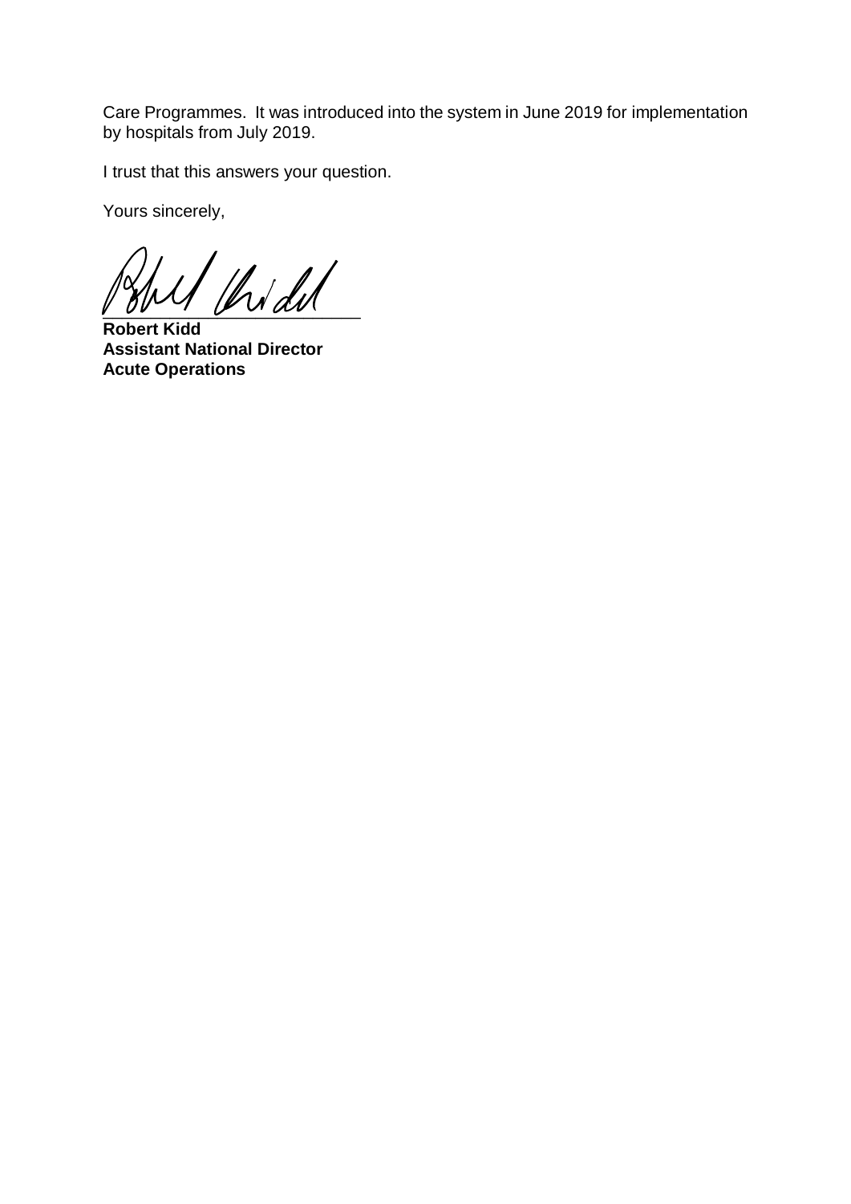Care Programmes. It was introduced into the system in June 2019 for implementation by hospitals from July 2019.

I trust that this answers your question.

Yours sincerely,

**Robert Kidd**
**Assistant National Director**
**Acute Operations**